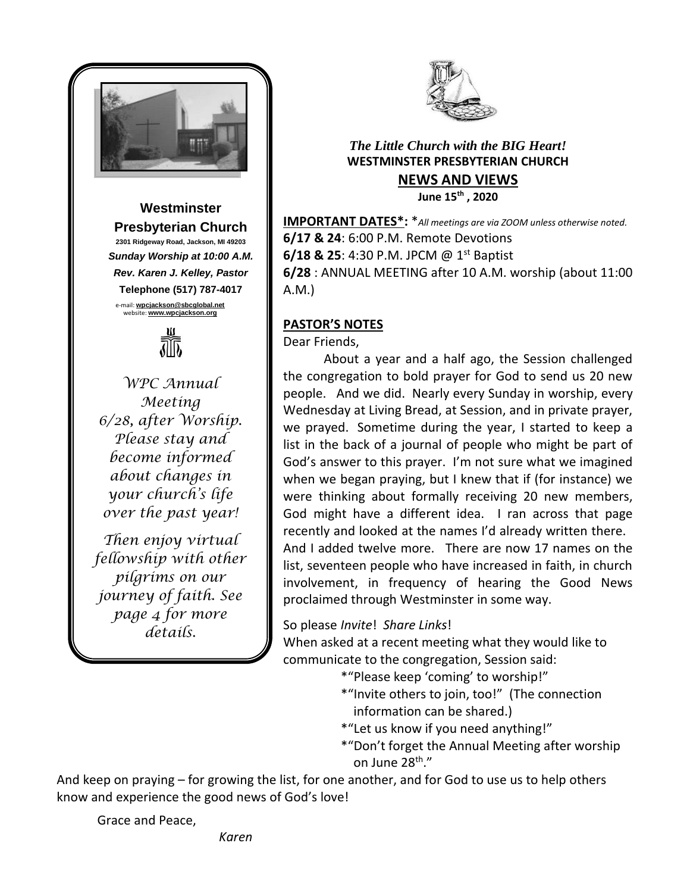**Westminster Presbyterian Church**

2301 Ridgeway Road, Jackson, MI 49203

*Sunday Worship at 10:00 A.M.*

*Rev. Karen J. Kelley, Pastor*

**Telephone (517) 787-4017**

e-mail: **wpcjackson@sbcglobal.net**
website: **www.wpcjackson.org**

*WPC Annual Meeting 6/28, after Worship. Please stay and become informed about changes in your church's life over the past year!*

*Then enjoy virtual fellowship with other pilgrims on our journey of faith. See page 4 for more details.*

*The Little Church with the BIG Heart!*

**WESTMINSTER PRESBYTERIAN CHURCH**

## NEWS AND VIEWS

**June 15th , 2020**

**IMPORTANT DATES*:** **\***All meetings are via ZOOM unless otherwise noted.*

**6/17 & 24**: 6:00 P.M. Remote Devotions
**6/18 & 25**: 4:30 P.M. JPCM @ 1st Baptist
**6/28** : ANNUAL MEETING after 10 A.M. worship (about 11:00 A.M.)

### PASTOR'S NOTES

Dear Friends,

About a year and a half ago, the Session challenged the congregation to bold prayer for God to send us 20 new people. And we did. Nearly every Sunday in worship, every Wednesday at Living Bread, at Session, and in private prayer, we prayed. Sometime during the year, I started to keep a list in the back of a journal of people who might be part of God's answer to this prayer. I'm not sure what we imagined when we began praying, but I knew that if (for instance) we were thinking about formally receiving 20 new members, God might have a different idea. I ran across that page recently and looked at the names I'd already written there. And I added twelve more. There are now 17 names on the list, seventeen people who have increased in faith, in church involvement, in frequency of hearing the Good News proclaimed through Westminster in some way.

So please *Invite*! *Share Links*!

When asked at a recent meeting what they would like to communicate to the congregation, Session said:

*"Please keep 'coming' to worship!"
*"Invite others to join, too!" (The connection information can be shared.)
*"Let us know if you need anything!"
*"Don't forget the Annual Meeting after worship on June 28th."

And keep on praying – for growing the list, for one another, and for God to use us to help others know and experience the good news of God's love!

Grace and Peace,

*Karen*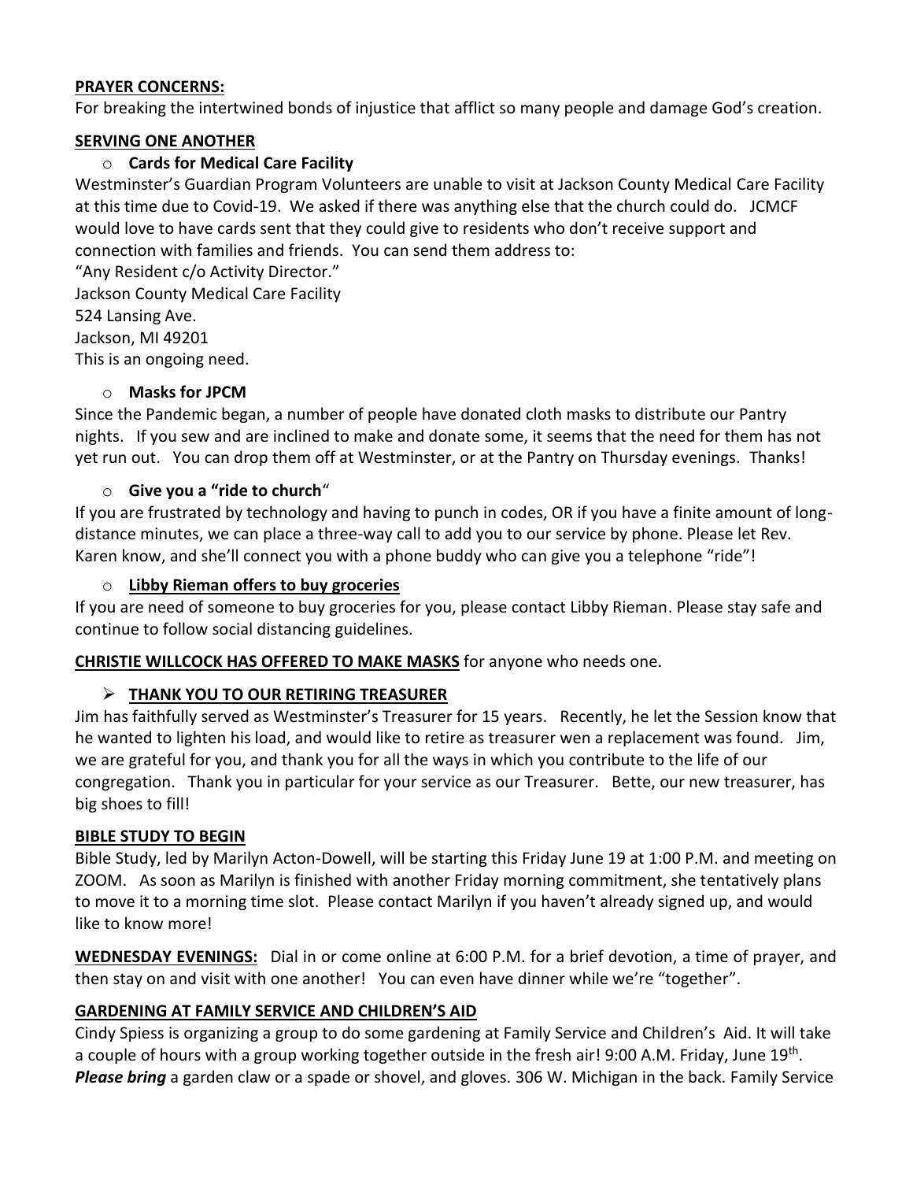**PRAYER CONCERNS:**
For breaking the intertwined bonds of injustice that afflict so many people and damage God's creation.

**SERVING ONE ANOTHER**

- **Cards for Medical Care Facility**

Westminster's Guardian Program Volunteers are unable to visit at Jackson County Medical Care Facility at this time due to Covid-19. We asked if there was anything else that the church could do. JCMCF would love to have cards sent that they could give to residents who don't receive support and connection with families and friends. You can send them address to:

"Any Resident c/o Activity Director."
Jackson County Medical Care Facility
524 Lansing Ave.
Jackson, MI 49201
This is an ongoing need.

- **Masks for JPCM**

Since the Pandemic began, a number of people have donated cloth masks to distribute our Pantry nights. If you sew and are inclined to make and donate some, it seems that the need for them has not yet run out. You can drop them off at Westminster, or at the Pantry on Thursday evenings. Thanks!

- **Give you a "ride to church**"

If you are frustrated by technology and having to punch in codes, OR if you have a finite amount of long-distance minutes, we can place a three-way call to add you to our service by phone. Please let Rev. Karen know, and she'll connect you with a phone buddy who can give you a telephone "ride"!

- **Libby Rieman offers to buy groceries**

If you are need of someone to buy groceries for you, please contact Libby Rieman. Please stay safe and continue to follow social distancing guidelines.

**CHRISTIE WILLCOCK HAS OFFERED TO MAKE MASKS** for anyone who needs one.

- **THANK YOU TO OUR RETIRING TREASURER**

Jim has faithfully served as Westminster's Treasurer for 15 years. Recently, he let the Session know that he wanted to lighten his load, and would like to retire as treasurer wen a replacement was found. Jim, we are grateful for you, and thank you for all the ways in which you contribute to the life of our congregation. Thank you in particular for your service as our Treasurer. Bette, our new treasurer, has big shoes to fill!

**BIBLE STUDY TO BEGIN**
Bible Study, led by Marilyn Acton-Dowell, will be starting this Friday June 19 at 1:00 P.M. and meeting on ZOOM. As soon as Marilyn is finished with another Friday morning commitment, she tentatively plans to move it to a morning time slot. Please contact Marilyn if you haven't already signed up, and would like to know more!

**WEDNESDAY EVENINGS:** Dial in or come online at 6:00 P.M. for a brief devotion, a time of prayer, and then stay on and visit with one another! You can even have dinner while we're "together".

**GARDENING AT FAMILY SERVICE AND CHILDREN'S AID**
Cindy Spiess is organizing a group to do some gardening at Family Service and Children's Aid. It will take a couple of hours with a group working together outside in the fresh air! 9:00 A.M. Friday, June 19th. ***Please bring*** a garden claw or a spade or shovel, and gloves. 306 W. Michigan in the back. Family Service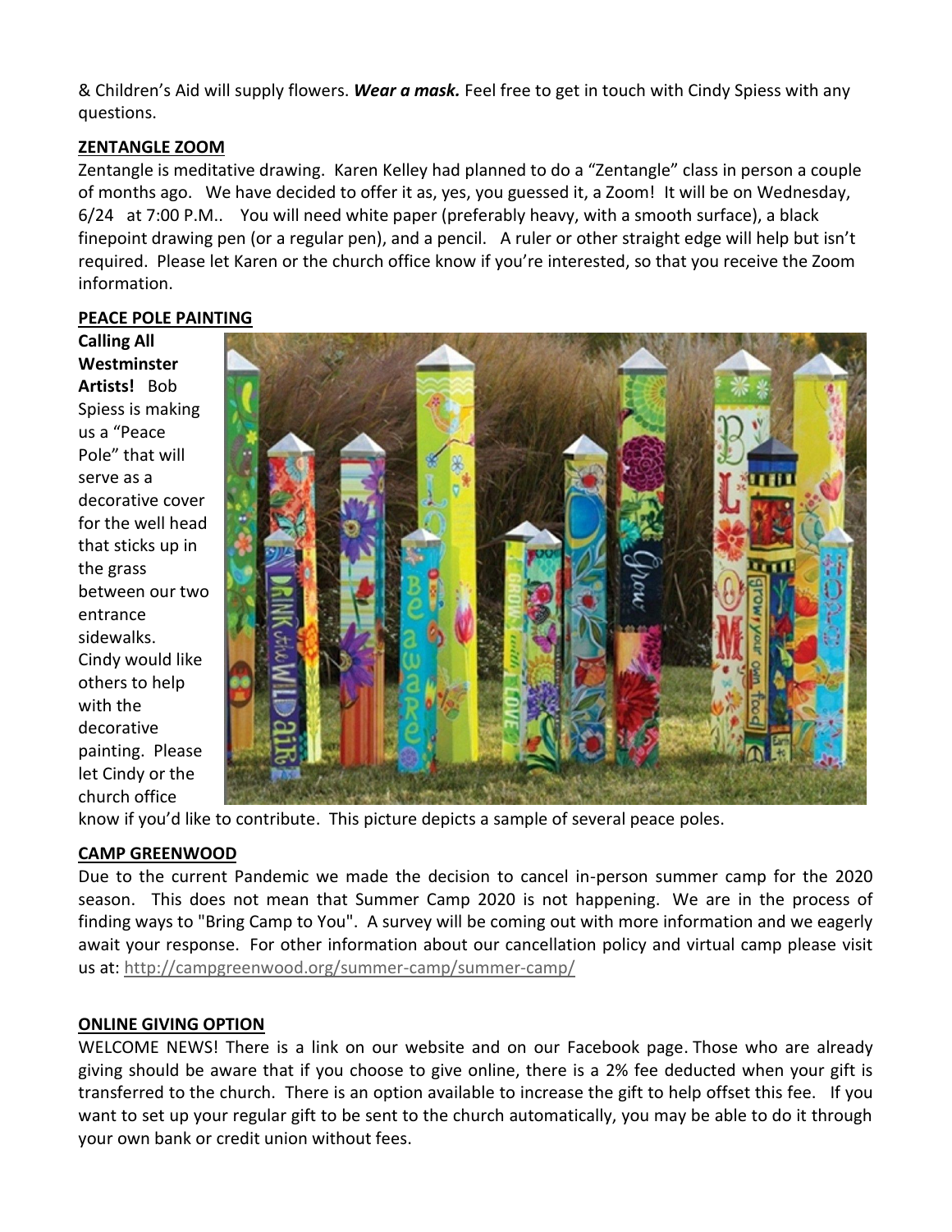& Children's Aid will supply flowers. ***Wear a mask.*** Feel free to get in touch with Cindy Spiess with any questions.

## ZENTANGLE ZOOM

Zentangle is meditative drawing. Karen Kelley had planned to do a "Zentangle" class in person a couple of months ago. We have decided to offer it as, yes, you guessed it, a Zoom! It will be on Wednesday, 6/24 at 7:00 P.M.. You will need white paper (preferably heavy, with a smooth surface), a black finepoint drawing pen (or a regular pen), and a pencil. A ruler or other straight edge will help but isn't required. Please let Karen or the church office know if you're interested, so that you receive the Zoom information.

## PEACE POLE PAINTING

**Calling All Westminster Artists!** Bob Spiess is making us a "Peace Pole" that will serve as a decorative cover for the well head that sticks up in the grass between our two entrance sidewalks. Cindy would like others to help with the decorative painting. Please let Cindy or the church office know if you'd like to contribute. This picture depicts a sample of several peace poles.

## CAMP GREENWOOD

Due to the current Pandemic we made the decision to cancel in-person summer camp for the 2020 season. This does not mean that Summer Camp 2020 is not happening. We are in the process of finding ways to "Bring Camp to You". A survey will be coming out with more information and we eagerly await your response. For other information about our cancellation policy and virtual camp please visit us at: http://campgreenwood.org/summer-camp/summer-camp/

## ONLINE GIVING OPTION

WELCOME NEWS! There is a link on our website and on our Facebook page. Those who are already giving should be aware that if you choose to give online, there is a 2% fee deducted when your gift is transferred to the church. There is an option available to increase the gift to help offset this fee. If you want to set up your regular gift to be sent to the church automatically, you may be able to do it through your own bank or credit union without fees.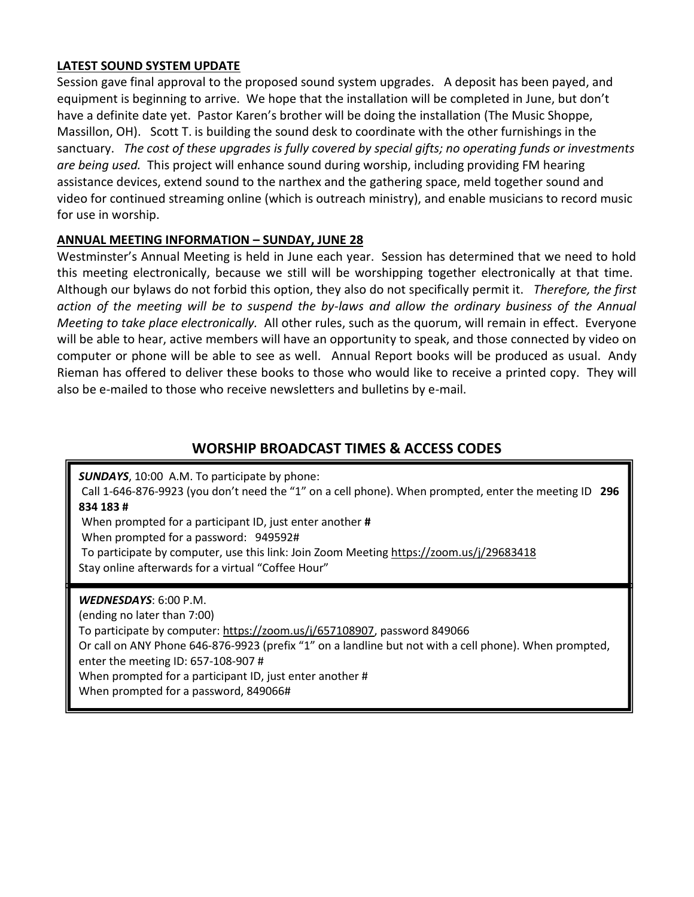**LATEST SOUND SYSTEM UPDATE**

Session gave final approval to the proposed sound system upgrades. A deposit has been payed, and equipment is beginning to arrive. We hope that the installation will be completed in June, but don't have a definite date yet. Pastor Karen's brother will be doing the installation (The Music Shoppe, Massillon, OH). Scott T. is building the sound desk to coordinate with the other furnishings in the sanctuary. *The cost of these upgrades is fully covered by special gifts; no operating funds or investments are being used.* This project will enhance sound during worship, including providing FM hearing assistance devices, extend sound to the narthex and the gathering space, meld together sound and video for continued streaming online (which is outreach ministry), and enable musicians to record music for use in worship.

**ANNUAL MEETING INFORMATION – SUNDAY, JUNE 28**

Westminster's Annual Meeting is held in June each year. Session has determined that we need to hold this meeting electronically, because we still will be worshipping together electronically at that time. Although our bylaws do not forbid this option, they also do not specifically permit it. *Therefore, the first action of the meeting will be to suspend the by-laws and allow the ordinary business of the Annual Meeting to take place electronically.* All other rules, such as the quorum, will remain in effect. Everyone will be able to hear, active members will have an opportunity to speak, and those connected by video on computer or phone will be able to see as well. Annual Report books will be produced as usual. Andy Rieman has offered to deliver these books to those who would like to receive a printed copy. They will also be e-mailed to those who receive newsletters and bulletins by e-mail.

## WORSHIP BROADCAST TIMES & ACCESS CODES

***SUNDAYS***, 10:00 A.M. To participate by phone:
Call 1-646-876-9923 (you don't need the "1" on a cell phone). When prompted, enter the meeting ID **296 834 183 #**
When prompted for a participant ID, just enter another **#**
When prompted for a password: 949592#
To participate by computer, use this link: Join Zoom Meeting https://zoom.us/j/29683418
Stay online afterwards for a virtual "Coffee Hour"

***WEDNESDAYS***: 6:00 P.M.
(ending no later than 7:00)
To participate by computer: https://zoom.us/j/657108907, password 849066
Or call on ANY Phone 646-876-9923 (prefix "1" on a landline but not with a cell phone). When prompted, enter the meeting ID: 657-108-907 #
When prompted for a participant ID, just enter another #
When prompted for a password, 849066#